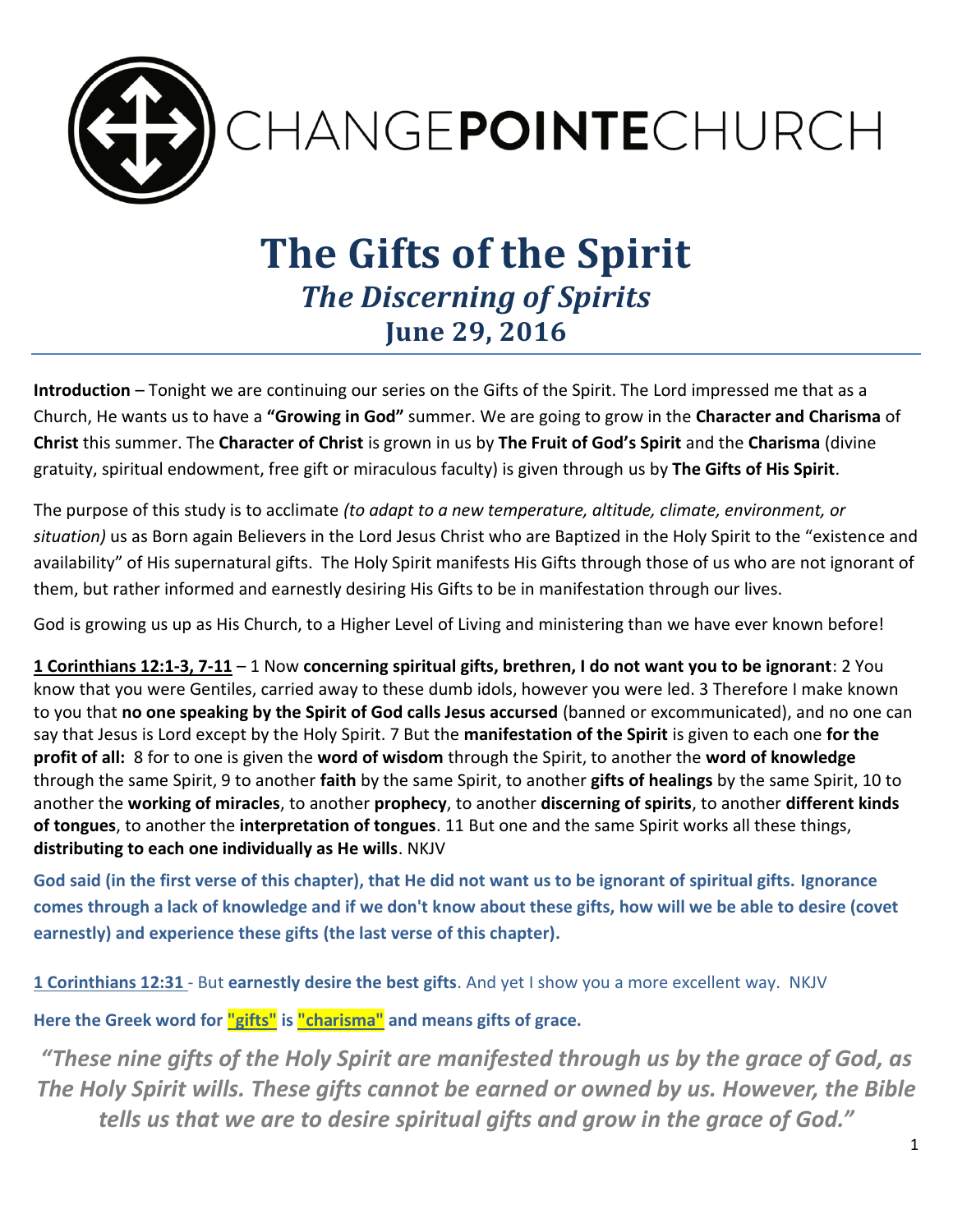CHANGE**POINTE**CHURCH

# The Gifts of the Spirit
## *The Discerning of Spirits*
### June 29, 2016

**Introduction** – Tonight we are continuing our series on the Gifts of the Spirit. The Lord impressed me that as a Church, He wants us to have a **"Growing in God"** summer. We are going to grow in the **Character and Charisma** of **Christ** this summer. The **Character of Christ** is grown in us by **The Fruit of God's Spirit** and the **Charisma** (divine gratuity, spiritual endowment, free gift or miraculous faculty) is given through us by **The Gifts of His Spirit**.

The purpose of this study is to acclimate *(to adapt to a new temperature, altitude, climate, environment, or situation)* us as Born again Believers in the Lord Jesus Christ who are Baptized in the Holy Spirit to the "existence and availability" of His supernatural gifts. The Holy Spirit manifests His Gifts through those of us who are not ignorant of them, but rather informed and earnestly desiring His Gifts to be in manifestation through our lives.

God is growing us up as His Church, to a Higher Level of Living and ministering than we have ever known before!

**1 Corinthians 12:1-3, 7-11** – 1 Now **concerning spiritual gifts, brethren, I do not want you to be ignorant**: 2 You know that you were Gentiles, carried away to these dumb idols, however you were led. 3 Therefore I make known to you that **no one speaking by the Spirit of God calls Jesus accursed** (banned or excommunicated), and no one can say that Jesus is Lord except by the Holy Spirit. 7 But the **manifestation of the Spirit** is given to each one **for the profit of all:** 8 for to one is given the **word of wisdom** through the Spirit, to another the **word of knowledge** through the same Spirit, 9 to another **faith** by the same Spirit, to another **gifts of healings** by the same Spirit, 10 to another the **working of miracles**, to another **prophecy**, to another **discerning of spirits**, to another **different kinds of tongues**, to another the **interpretation of tongues**. 11 But one and the same Spirit works all these things, **distributing to each one individually as He wills**. NKJV

**God said (in the first verse of this chapter), that He did not want us to be ignorant of spiritual gifts. Ignorance comes through a lack of knowledge and if we don't know about these gifts, how will we be able to desire (covet earnestly) and experience these gifts (the last verse of this chapter).**

**1 Corinthians 12:31** - But **earnestly desire the best gifts**. And yet I show you a more excellent way. NKJV

**Here the Greek word for "gifts" is "charisma" and means gifts of grace.**

***"These nine gifts of the Holy Spirit are manifested through us by the grace of God, as The Holy Spirit wills. These gifts cannot be earned or owned by us. However, the Bible tells us that we are to desire spiritual gifts and grow in the grace of God."***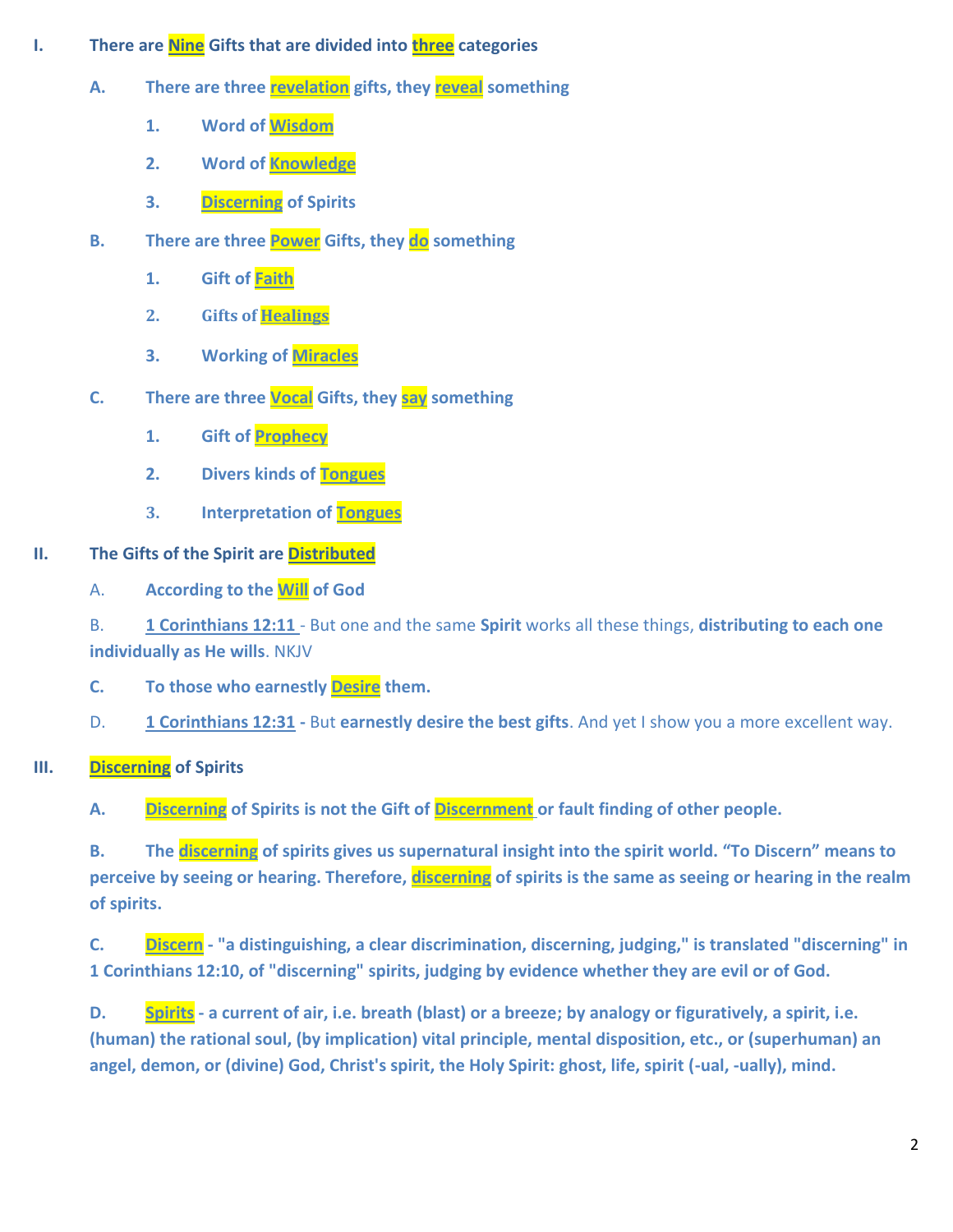I. **There are Nine Gifts that are divided into three categories**

   A. **There are three revelation gifts, they reveal something**

      1. **Word of Wisdom**
      2. **Word of Knowledge**
      3. **Discerning of Spirits**

   B. **There are three Power Gifts, they do something**

      1. **Gift of Faith**
      2. **Gifts of Healings**
      3. **Working of Miracles**

   C. **There are three Vocal Gifts, they say something**

      1. **Gift of Prophecy**
      2. **Divers kinds of Tongues**
      3. **Interpretation of Tongues**

II. **The Gifts of the Spirit are Distributed**

   A. **According to the Will of God**

   B. **1 Corinthians 12:11** - But one and the same **Spirit** works all these things, **distributing to each one individually as He wills**. NKJV

   C. **To those who earnestly Desire them.**

   D. **1 Corinthians 12:31 -** But **earnestly desire the best gifts**. And yet I show you a more excellent way.

III. **Discerning of Spirits**

   A. **Discerning of Spirits is not the Gift of Discernment or fault finding of other people.**

   B. **The discerning of spirits gives us supernatural insight into the spirit world. "To Discern" means to perceive by seeing or hearing. Therefore, discerning of spirits is the same as seeing or hearing in the realm of spirits.**

   C. **Discern - "a distinguishing, a clear discrimination, discerning, judging," is translated "discerning" in 1 Corinthians 12:10, of "discerning" spirits, judging by evidence whether they are evil or of God.**

   D. **Spirits - a current of air, i.e. breath (blast) or a breeze; by analogy or figuratively, a spirit, i.e. (human) the rational soul, (by implication) vital principle, mental disposition, etc., or (superhuman) an angel, demon, or (divine) God, Christ's spirit, the Holy Spirit: ghost, life, spirit (-ual, -ually), mind.**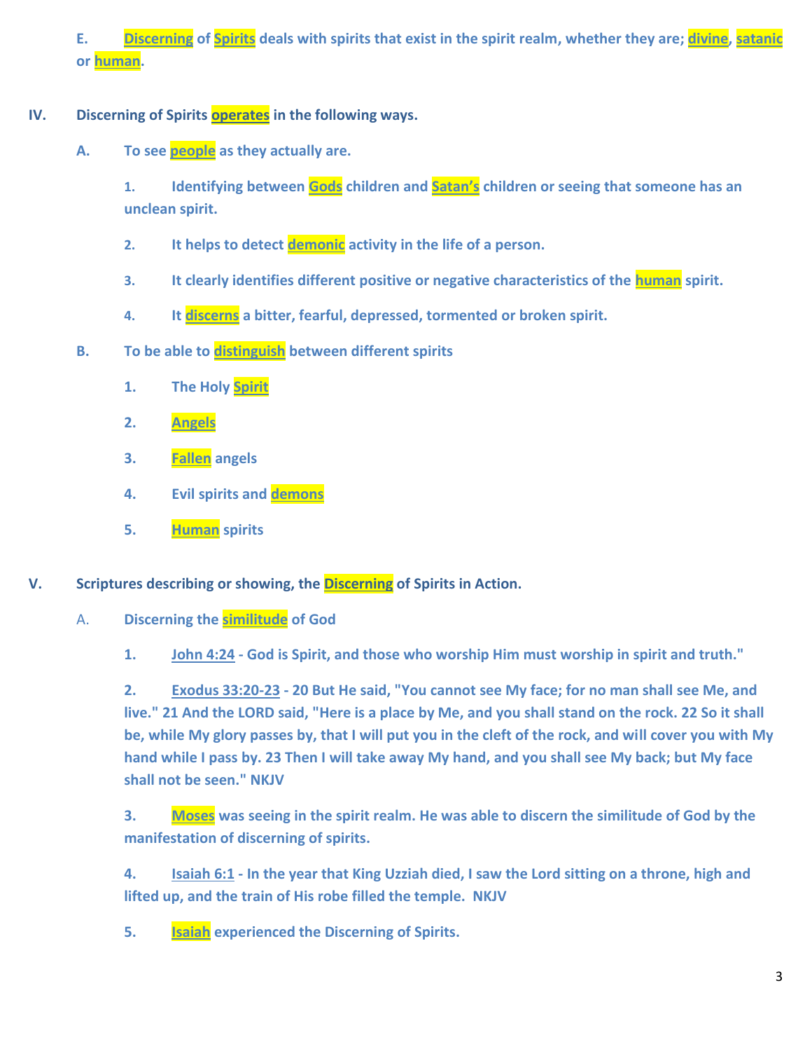E. **Discerning** of **Spirits** deals with spirits that exist in the spirit realm, whether they are; **divine**, **satanic** or **human**.

IV. **Discerning of Spirits operates in the following ways.**

A. **To see people as they actually are.**

1. Identifying between **Gods** children and **Satan's** children or seeing that someone has an unclean spirit.

2. It helps to detect **demonic** activity in the life of a person.

3. It clearly identifies different positive or negative characteristics of the **human** spirit.

4. It **discerns** a bitter, fearful, depressed, tormented or broken spirit.

B. **To be able to distinguish between different spirits**

1. The Holy **Spirit**

2. **Angels**

3. **Fallen** angels

4. Evil spirits and **demons**

5. **Human** spirits

V. **Scriptures describing or showing, the Discerning of Spirits in Action.**

A. **Discerning the similitude of God**

1. John 4:24 - God is Spirit, and those who worship Him must worship in spirit and truth."

2. Exodus 33:20-23 - 20 But He said, "You cannot see My face; for no man shall see Me, and live." 21 And the LORD said, "Here is a place by Me, and you shall stand on the rock. 22 So it shall be, while My glory passes by, that I will put you in the cleft of the rock, and will cover you with My hand while I pass by. 23 Then I will take away My hand, and you shall see My back; but My face shall not be seen." NKJV

3. **Moses** was seeing in the spirit realm. He was able to discern the similitude of God by the manifestation of discerning of spirits.

4. Isaiah 6:1 - In the year that King Uzziah died, I saw the Lord sitting on a throne, high and lifted up, and the train of His robe filled the temple. NKJV

5. **Isaiah** experienced the Discerning of Spirits.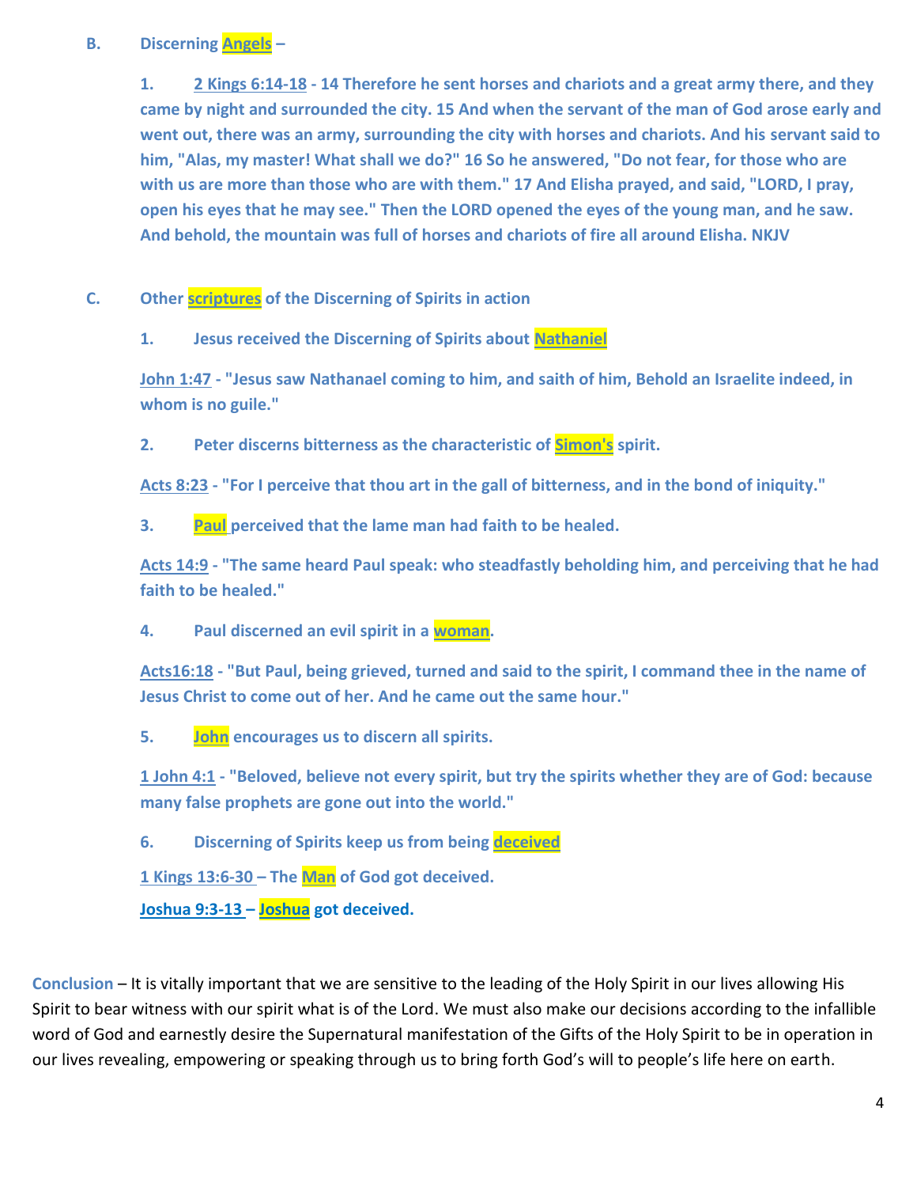**B. Discerning Angels –**

**1. 2 Kings 6:14-18 - 14 Therefore he sent horses and chariots and a great army there, and they came by night and surrounded the city. 15 And when the servant of the man of God arose early and went out, there was an army, surrounding the city with horses and chariots. And his servant said to him, "Alas, my master! What shall we do?" 16 So he answered, "Do not fear, for those who are with us are more than those who are with them." 17 And Elisha prayed, and said, "LORD, I pray, open his eyes that he may see." Then the LORD opened the eyes of the young man, and he saw. And behold, the mountain was full of horses and chariots of fire all around Elisha. NKJV**

**C. Other scriptures of the Discerning of Spirits in action**

**1. Jesus received the Discerning of Spirits about Nathaniel**

**John 1:47 - "Jesus saw Nathanael coming to him, and saith of him, Behold an Israelite indeed, in whom is no guile."**

**2. Peter discerns bitterness as the characteristic of Simon's spirit.**

**Acts 8:23 - "For I perceive that thou art in the gall of bitterness, and in the bond of iniquity."**

**3. Paul perceived that the lame man had faith to be healed.**

**Acts 14:9 - "The same heard Paul speak: who steadfastly beholding him, and perceiving that he had faith to be healed."**

**4. Paul discerned an evil spirit in a woman.**

**Acts16:18 - "But Paul, being grieved, turned and said to the spirit, I command thee in the name of Jesus Christ to come out of her. And he came out the same hour."**

**5. John encourages us to discern all spirits.**

**1 John 4:1 - "Beloved, believe not every spirit, but try the spirits whether they are of God: because many false prophets are gone out into the world."**

**6. Discerning of Spirits keep us from being deceived**

**1 Kings 13:6-30 – The Man of God got deceived.**

**Joshua 9:3-13 – Joshua got deceived.**

**Conclusion** – It is vitally important that we are sensitive to the leading of the Holy Spirit in our lives allowing His Spirit to bear witness with our spirit what is of the Lord. We must also make our decisions according to the infallible word of God and earnestly desire the Supernatural manifestation of the Gifts of the Holy Spirit to be in operation in our lives revealing, empowering or speaking through us to bring forth God's will to people's life here on earth.